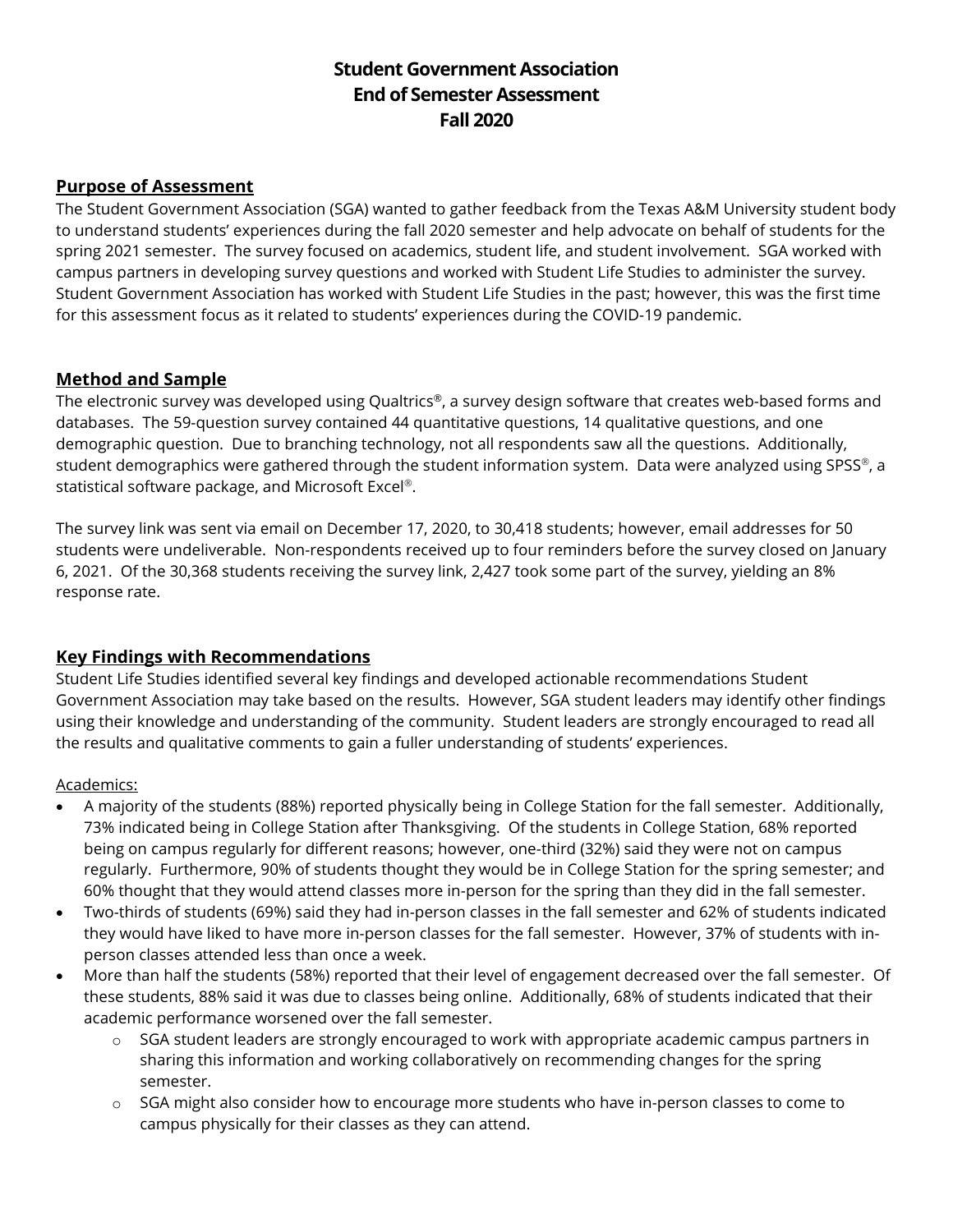# Student Government Association
# End of Semester Assessment
# Fall 2020

## Purpose of Assessment

The Student Government Association (SGA) wanted to gather feedback from the Texas A&M University student body to understand students' experiences during the fall 2020 semester and help advocate on behalf of students for the spring 2021 semester. The survey focused on academics, student life, and student involvement. SGA worked with campus partners in developing survey questions and worked with Student Life Studies to administer the survey. Student Government Association has worked with Student Life Studies in the past; however, this was the first time for this assessment focus as it related to students' experiences during the COVID-19 pandemic.

## Method and Sample

The electronic survey was developed using Qualtrics®, a survey design software that creates web-based forms and databases. The 59-question survey contained 44 quantitative questions, 14 qualitative questions, and one demographic question. Due to branching technology, not all respondents saw all the questions. Additionally, student demographics were gathered through the student information system. Data were analyzed using SPSS®, a statistical software package, and Microsoft Excel®.

The survey link was sent via email on December 17, 2020, to 30,418 students; however, email addresses for 50 students were undeliverable. Non-respondents received up to four reminders before the survey closed on January 6, 2021. Of the 30,368 students receiving the survey link, 2,427 took some part of the survey, yielding an 8% response rate.

## Key Findings with Recommendations

Student Life Studies identified several key findings and developed actionable recommendations Student Government Association may take based on the results. However, SGA student leaders may identify other findings using their knowledge and understanding of the community. Student leaders are strongly encouraged to read all the results and qualitative comments to gain a fuller understanding of students' experiences.

Academics:

- A majority of the students (88%) reported physically being in College Station for the fall semester. Additionally, 73% indicated being in College Station after Thanksgiving. Of the students in College Station, 68% reported being on campus regularly for different reasons; however, one-third (32%) said they were not on campus regularly. Furthermore, 90% of students thought they would be in College Station for the spring semester; and 60% thought that they would attend classes more in-person for the spring than they did in the fall semester.
- Two-thirds of students (69%) said they had in-person classes in the fall semester and 62% of students indicated they would have liked to have more in-person classes for the fall semester. However, 37% of students with in-person classes attended less than once a week.
- More than half the students (58%) reported that their level of engagement decreased over the fall semester. Of these students, 88% said it was due to classes being online. Additionally, 68% of students indicated that their academic performance worsened over the fall semester.
    - SGA student leaders are strongly encouraged to work with appropriate academic campus partners in sharing this information and working collaboratively on recommending changes for the spring semester.
    - SGA might also consider how to encourage more students who have in-person classes to come to campus physically for their classes as they can attend.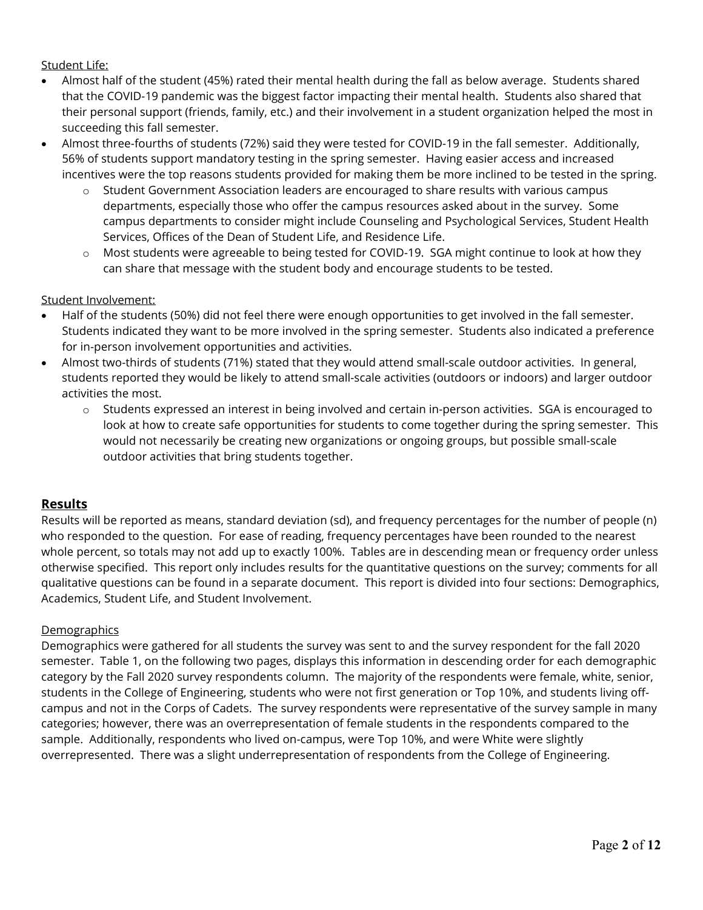Student Life:

- Almost half of the student (45%) rated their mental health during the fall as below average. Students shared that the COVID-19 pandemic was the biggest factor impacting their mental health. Students also shared that their personal support (friends, family, etc.) and their involvement in a student organization helped the most in succeeding this fall semester.
- Almost three-fourths of students (72%) said they were tested for COVID-19 in the fall semester. Additionally, 56% of students support mandatory testing in the spring semester. Having easier access and increased incentives were the top reasons students provided for making them be more inclined to be tested in the spring.
    - Student Government Association leaders are encouraged to share results with various campus departments, especially those who offer the campus resources asked about in the survey. Some campus departments to consider might include Counseling and Psychological Services, Student Health Services, Offices of the Dean of Student Life, and Residence Life.
    - Most students were agreeable to being tested for COVID-19. SGA might continue to look at how they can share that message with the student body and encourage students to be tested.

Student Involvement:

- Half of the students (50%) did not feel there were enough opportunities to get involved in the fall semester. Students indicated they want to be more involved in the spring semester. Students also indicated a preference for in-person involvement opportunities and activities.
- Almost two-thirds of students (71%) stated that they would attend small-scale outdoor activities. In general, students reported they would be likely to attend small-scale activities (outdoors or indoors) and larger outdoor activities the most.
    - Students expressed an interest in being involved and certain in-person activities. SGA is encouraged to look at how to create safe opportunities for students to come together during the spring semester. This would not necessarily be creating new organizations or ongoing groups, but possible small-scale outdoor activities that bring students together.

## Results

Results will be reported as means, standard deviation (sd), and frequency percentages for the number of people (n) who responded to the question. For ease of reading, frequency percentages have been rounded to the nearest whole percent, so totals may not add up to exactly 100%. Tables are in descending mean or frequency order unless otherwise specified. This report only includes results for the quantitative questions on the survey; comments for all qualitative questions can be found in a separate document. This report is divided into four sections: Demographics, Academics, Student Life, and Student Involvement.

Demographics

Demographics were gathered for all students the survey was sent to and the survey respondent for the fall 2020 semester. Table 1, on the following two pages, displays this information in descending order for each demographic category by the Fall 2020 survey respondents column. The majority of the respondents were female, white, senior, students in the College of Engineering, students who were not first generation or Top 10%, and students living off-campus and not in the Corps of Cadets. The survey respondents were representative of the survey sample in many categories; however, there was an overrepresentation of female students in the respondents compared to the sample. Additionally, respondents who lived on-campus, were Top 10%, and were White were slightly overrepresented. There was a slight underrepresentation of respondents from the College of Engineering.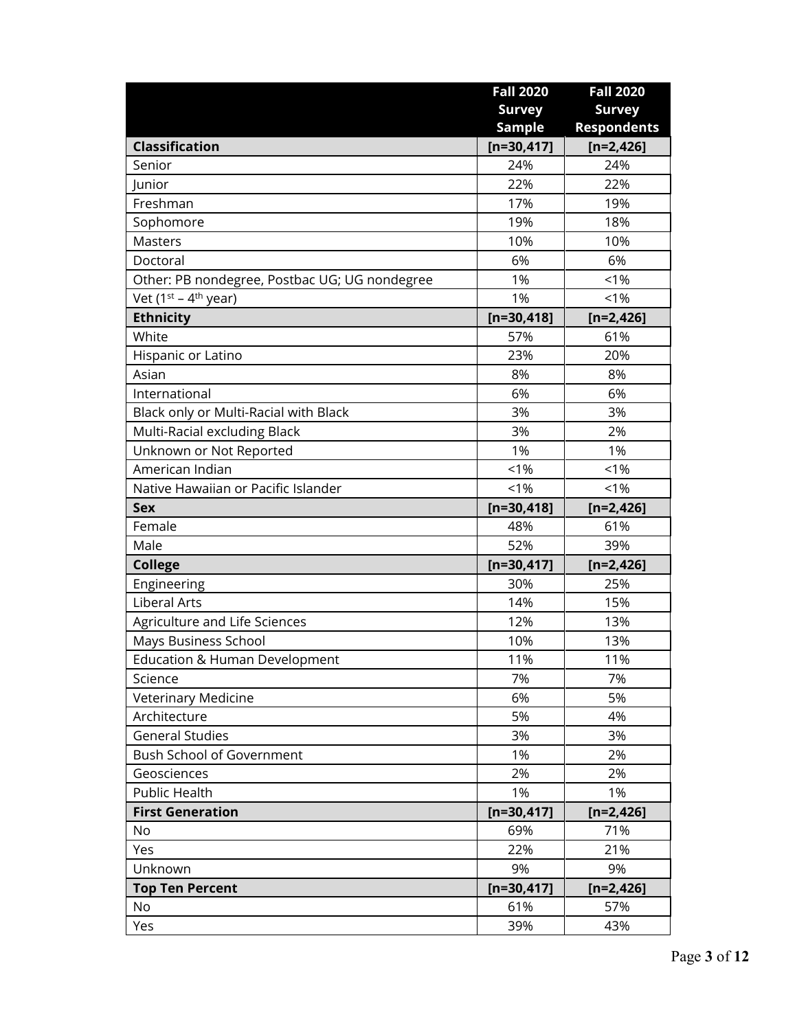| | Fall 2020 Survey Sample | Fall 2020 Survey Respondents |
|---|---|---|
| **Classification** | **[n=30,417]** | **[n=2,426]** |
| Senior | 24% | 24% |
| Junior | 22% | 22% |
| Freshman | 17% | 19% |
| Sophomore | 19% | 18% |
| Masters | 10% | 10% |
| Doctoral | 6% | 6% |
| Other: PB nondegree, Postbac UG; UG nondegree | 1% | <1% |
| Vet (1st – 4th year) | 1% | <1% |
| **Ethnicity** | **[n=30,418]** | **[n=2,426]** |
| White | 57% | 61% |
| Hispanic or Latino | 23% | 20% |
| Asian | 8% | 8% |
| International | 6% | 6% |
| Black only or Multi-Racial with Black | 3% | 3% |
| Multi-Racial excluding Black | 3% | 2% |
| Unknown or Not Reported | 1% | 1% |
| American Indian | <1% | <1% |
| Native Hawaiian or Pacific Islander | <1% | <1% |
| **Sex** | **[n=30,418]** | **[n=2,426]** |
| Female | 48% | 61% |
| Male | 52% | 39% |
| **College** | **[n=30,417]** | **[n=2,426]** |
| Engineering | 30% | 25% |
| Liberal Arts | 14% | 15% |
| Agriculture and Life Sciences | 12% | 13% |
| Mays Business School | 10% | 13% |
| Education & Human Development | 11% | 11% |
| Science | 7% | 7% |
| Veterinary Medicine | 6% | 5% |
| Architecture | 5% | 4% |
| General Studies | 3% | 3% |
| Bush School of Government | 1% | 2% |
| Geosciences | 2% | 2% |
| Public Health | 1% | 1% |
| **First Generation** | **[n=30,417]** | **[n=2,426]** |
| No | 69% | 71% |
| Yes | 22% | 21% |
| Unknown | 9% | 9% |
| **Top Ten Percent** | **[n=30,417]** | **[n=2,426]** |
| No | 61% | 57% |
| Yes | 39% | 43% |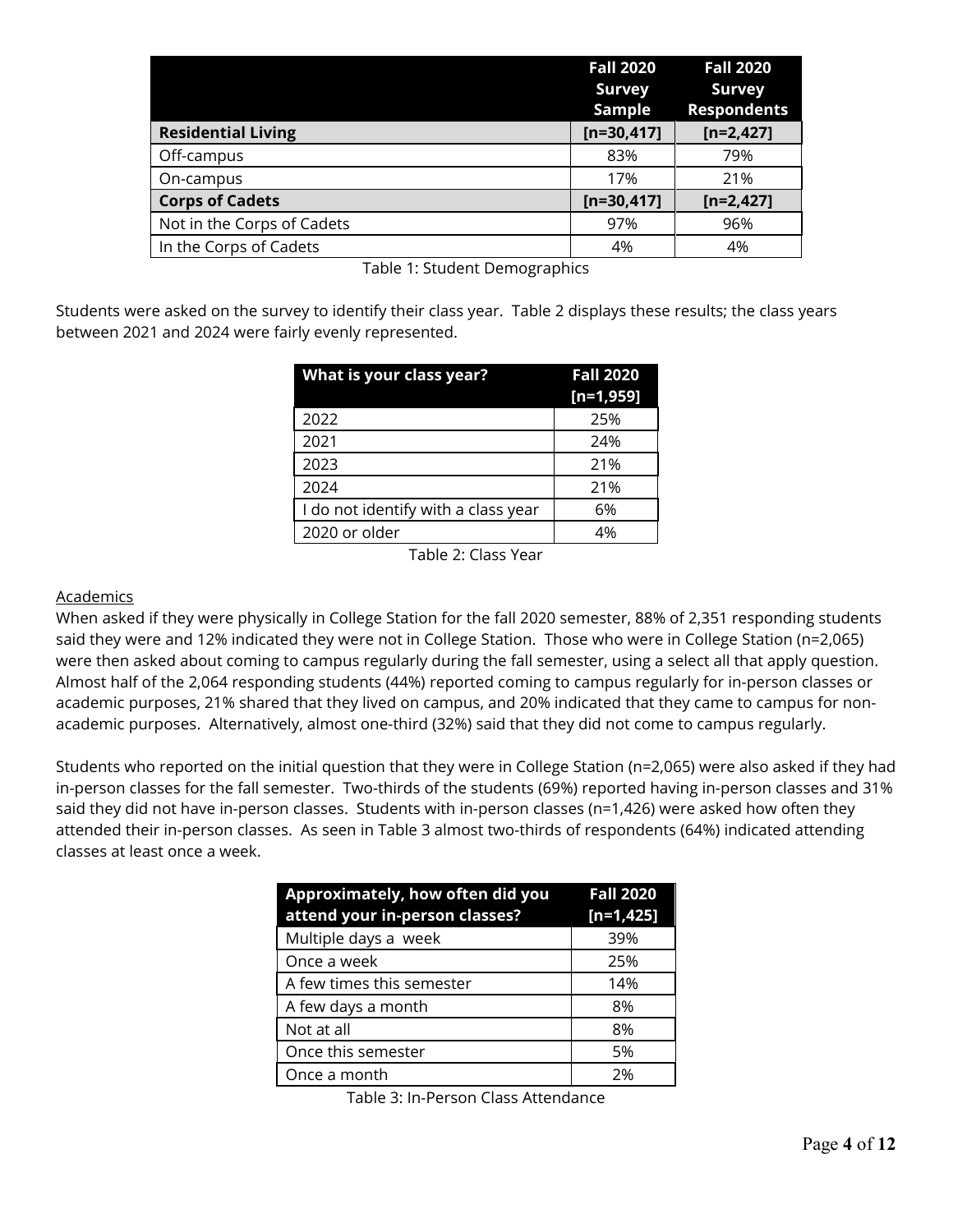| | Fall 2020 Survey Sample | Fall 2020 Survey Respondents |
|---|---|---|
| **Residential Living** | **[n=30,417]** | **[n=2,427]** |
| Off-campus | 83% | 79% |
| On-campus | 17% | 21% |
| **Corps of Cadets** | **[n=30,417]** | **[n=2,427]** |
| Not in the Corps of Cadets | 97% | 96% |
| In the Corps of Cadets | 4% | 4% |

Table 1: Student Demographics

Students were asked on the survey to identify their class year. Table 2 displays these results; the class years between 2021 and 2024 were fairly evenly represented.

| What is your class year? | Fall 2020 [n=1,959] |
|---|---|
| 2022 | 25% |
| 2021 | 24% |
| 2023 | 21% |
| 2024 | 21% |
| I do not identify with a class year | 6% |
| 2020 or older | 4% |

Table 2: Class Year

Academics

When asked if they were physically in College Station for the fall 2020 semester, 88% of 2,351 responding students said they were and 12% indicated they were not in College Station. Those who were in College Station (n=2,065) were then asked about coming to campus regularly during the fall semester, using a select all that apply question. Almost half of the 2,064 responding students (44%) reported coming to campus regularly for in-person classes or academic purposes, 21% shared that they lived on campus, and 20% indicated that they came to campus for non-academic purposes. Alternatively, almost one-third (32%) said that they did not come to campus regularly.

Students who reported on the initial question that they were in College Station (n=2,065) were also asked if they had in-person classes for the fall semester. Two-thirds of the students (69%) reported having in-person classes and 31% said they did not have in-person classes. Students with in-person classes (n=1,426) were asked how often they attended their in-person classes. As seen in Table 3 almost two-thirds of respondents (64%) indicated attending classes at least once a week.

| Approximately, how often did you attend your in-person classes? | Fall 2020 [n=1,425] |
|---|---|
| Multiple days a week | 39% |
| Once a week | 25% |
| A few times this semester | 14% |
| A few days a month | 8% |
| Not at all | 8% |
| Once this semester | 5% |
| Once a month | 2% |

Table 3: In-Person Class Attendance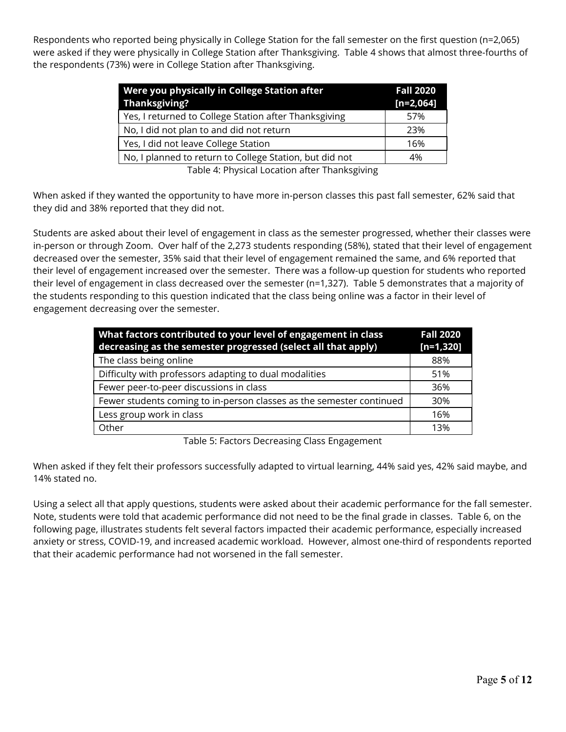Respondents who reported being physically in College Station for the fall semester on the first question (n=2,065) were asked if they were physically in College Station after Thanksgiving. Table 4 shows that almost three-fourths of the respondents (73%) were in College Station after Thanksgiving.

| Were you physically in College Station after Thanksgiving? | Fall 2020 [n=2,064] |
|---|---|
| Yes, I returned to College Station after Thanksgiving | 57% |
| No, I did not plan to and did not return | 23% |
| Yes, I did not leave College Station | 16% |
| No, I planned to return to College Station, but did not | 4% |

Table 4: Physical Location after Thanksgiving

When asked if they wanted the opportunity to have more in-person classes this past fall semester, 62% said that they did and 38% reported that they did not.

Students are asked about their level of engagement in class as the semester progressed, whether their classes were in-person or through Zoom. Over half of the 2,273 students responding (58%), stated that their level of engagement decreased over the semester, 35% said that their level of engagement remained the same, and 6% reported that their level of engagement increased over the semester. There was a follow-up question for students who reported their level of engagement in class decreased over the semester (n=1,327). Table 5 demonstrates that a majority of the students responding to this question indicated that the class being online was a factor in their level of engagement decreasing over the semester.

| What factors contributed to your level of engagement in class decreasing as the semester progressed (select all that apply) | Fall 2020 [n=1,320] |
|---|---|
| The class being online | 88% |
| Difficulty with professors adapting to dual modalities | 51% |
| Fewer peer-to-peer discussions in class | 36% |
| Fewer students coming to in-person classes as the semester continued | 30% |
| Less group work in class | 16% |
| Other | 13% |

Table 5: Factors Decreasing Class Engagement

When asked if they felt their professors successfully adapted to virtual learning, 44% said yes, 42% said maybe, and 14% stated no.

Using a select all that apply questions, students were asked about their academic performance for the fall semester. Note, students were told that academic performance did not need to be the final grade in classes. Table 6, on the following page, illustrates students felt several factors impacted their academic performance, especially increased anxiety or stress, COVID-19, and increased academic workload. However, almost one-third of respondents reported that their academic performance had not worsened in the fall semester.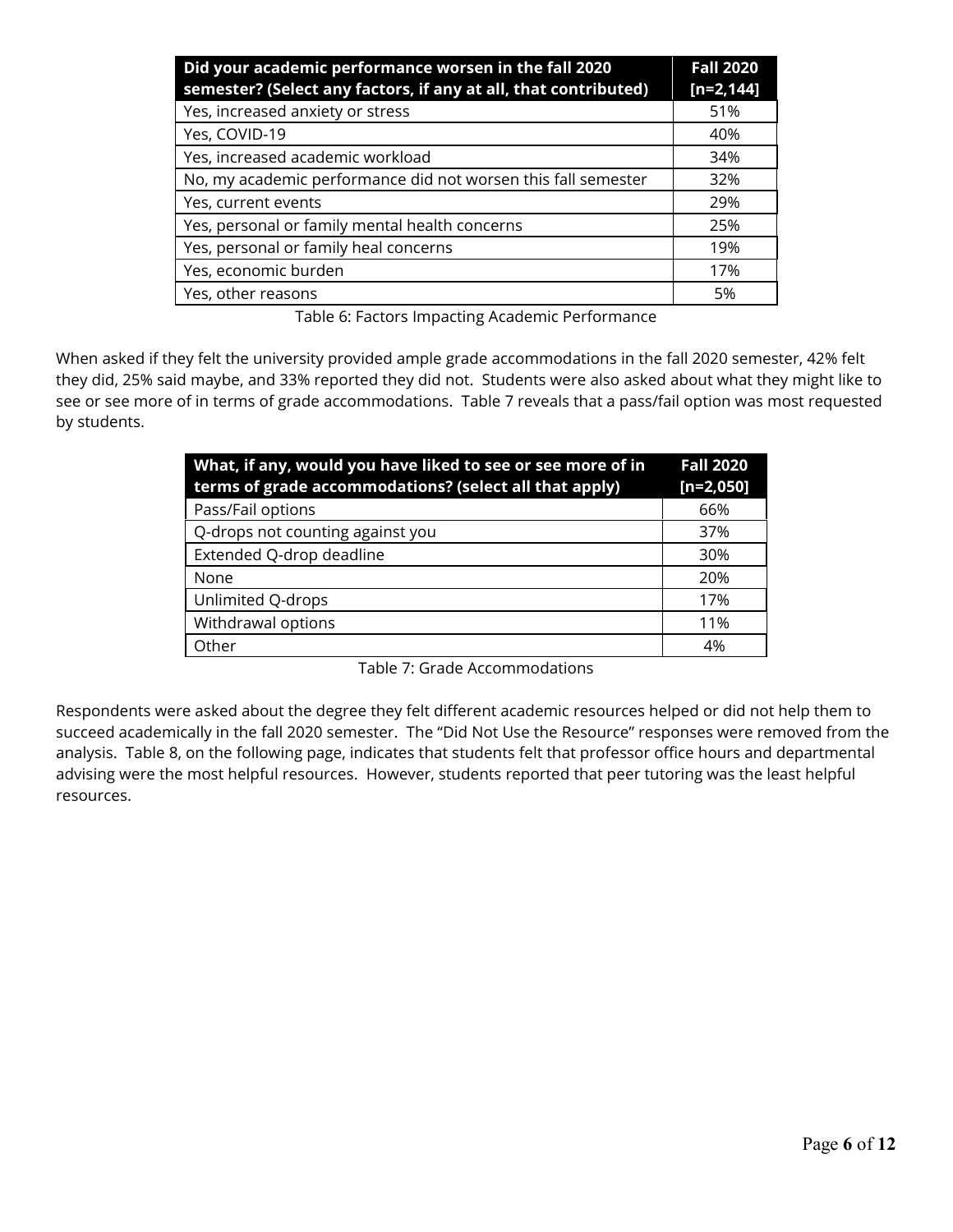| Did your academic performance worsen in the fall 2020 semester? (Select any factors, if any at all, that contributed) | Fall 2020 [n=2,144] |
|---|---|
| Yes, increased anxiety or stress | 51% |
| Yes, COVID-19 | 40% |
| Yes, increased academic workload | 34% |
| No, my academic performance did not worsen this fall semester | 32% |
| Yes, current events | 29% |
| Yes, personal or family mental health concerns | 25% |
| Yes, personal or family heal concerns | 19% |
| Yes, economic burden | 17% |
| Yes, other reasons | 5% |

Table 6: Factors Impacting Academic Performance

When asked if they felt the university provided ample grade accommodations in the fall 2020 semester, 42% felt they did, 25% said maybe, and 33% reported they did not. Students were also asked about what they might like to see or see more of in terms of grade accommodations. Table 7 reveals that a pass/fail option was most requested by students.

| What, if any, would you have liked to see or see more of in terms of grade accommodations? (select all that apply) | Fall 2020 [n=2,050] |
|---|---|
| Pass/Fail options | 66% |
| Q-drops not counting against you | 37% |
| Extended Q-drop deadline | 30% |
| None | 20% |
| Unlimited Q-drops | 17% |
| Withdrawal options | 11% |
| Other | 4% |

Table 7: Grade Accommodations

Respondents were asked about the degree they felt different academic resources helped or did not help them to succeed academically in the fall 2020 semester. The "Did Not Use the Resource" responses were removed from the analysis. Table 8, on the following page, indicates that students felt that professor office hours and departmental advising were the most helpful resources. However, students reported that peer tutoring was the least helpful resources.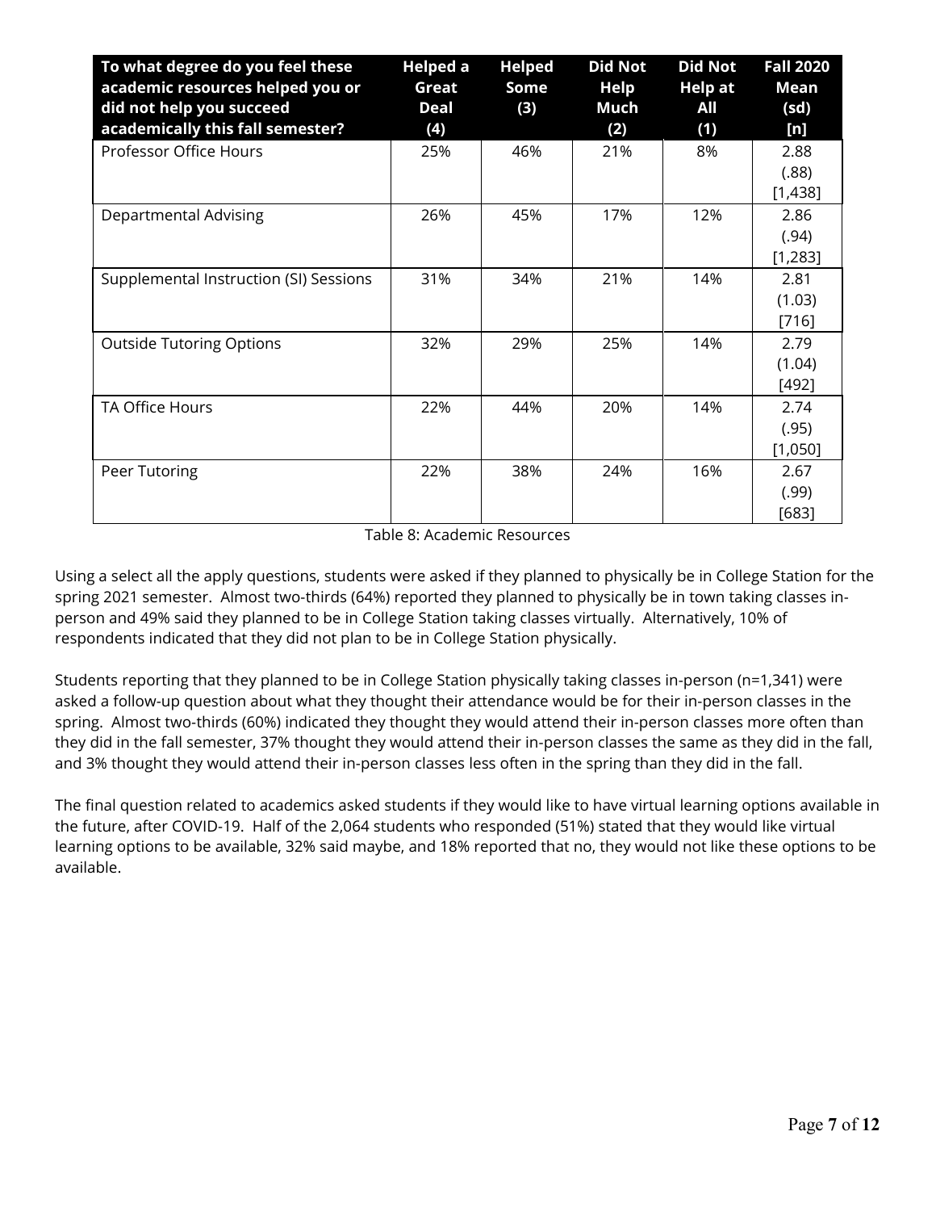| To what degree do you feel these academic resources helped you or did not help you succeed academically this fall semester? | Helped a Great Deal (4) | Helped Some (3) | Did Not Help Much (2) | Did Not Help at All (1) | Fall 2020 Mean (sd) [n] |
|---|---|---|---|---|---|
| Professor Office Hours | 25% | 46% | 21% | 8% | 2.88 (.88) [1,438] |
| Departmental Advising | 26% | 45% | 17% | 12% | 2.86 (.94) [1,283] |
| Supplemental Instruction (SI) Sessions | 31% | 34% | 21% | 14% | 2.81 (1.03) [716] |
| Outside Tutoring Options | 32% | 29% | 25% | 14% | 2.79 (1.04) [492] |
| TA Office Hours | 22% | 44% | 20% | 14% | 2.74 (.95) [1,050] |
| Peer Tutoring | 22% | 38% | 24% | 16% | 2.67 (.99) [683] |

Table 8: Academic Resources

Using a select all the apply questions, students were asked if they planned to physically be in College Station for the spring 2021 semester. Almost two-thirds (64%) reported they planned to physically be in town taking classes in-person and 49% said they planned to be in College Station taking classes virtually. Alternatively, 10% of respondents indicated that they did not plan to be in College Station physically.

Students reporting that they planned to be in College Station physically taking classes in-person (n=1,341) were asked a follow-up question about what they thought their attendance would be for their in-person classes in the spring. Almost two-thirds (60%) indicated they thought they would attend their in-person classes more often than they did in the fall semester, 37% thought they would attend their in-person classes the same as they did in the fall, and 3% thought they would attend their in-person classes less often in the spring than they did in the fall.

The final question related to academics asked students if they would like to have virtual learning options available in the future, after COVID-19. Half of the 2,064 students who responded (51%) stated that they would like virtual learning options to be available, 32% said maybe, and 18% reported that no, they would not like these options to be available.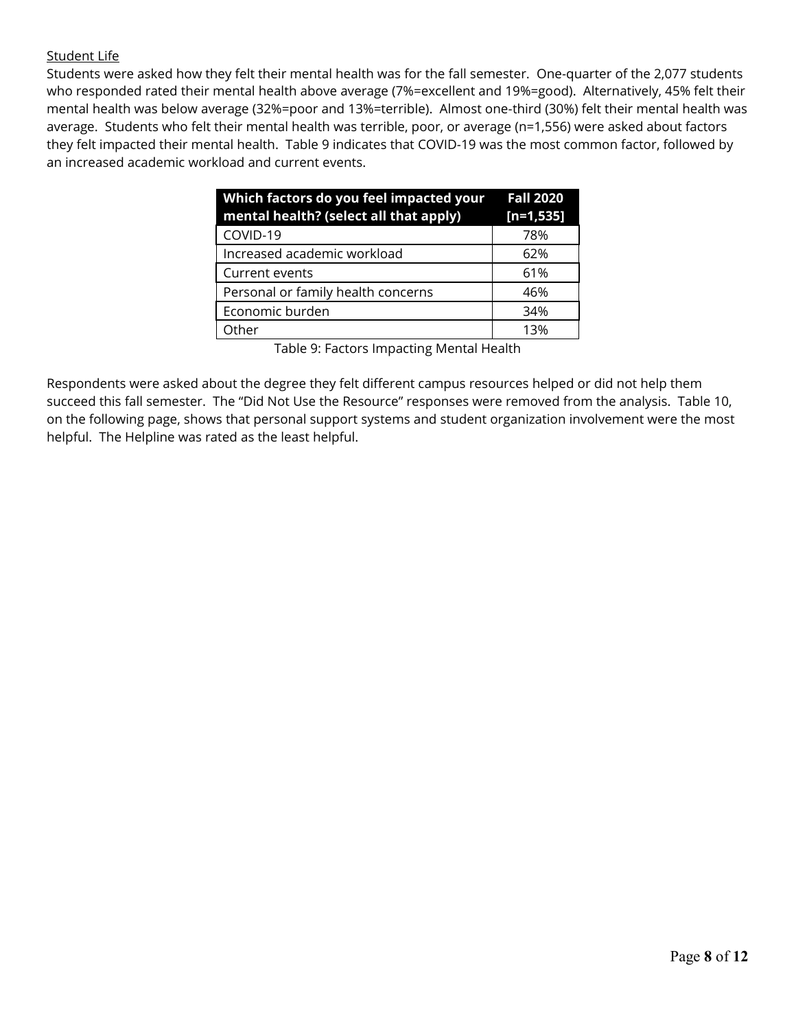Student Life

Students were asked how they felt their mental health was for the fall semester. One-quarter of the 2,077 students who responded rated their mental health above average (7%=excellent and 19%=good). Alternatively, 45% felt their mental health was below average (32%=poor and 13%=terrible). Almost one-third (30%) felt their mental health was average. Students who felt their mental health was terrible, poor, or average (n=1,556) were asked about factors they felt impacted their mental health. Table 9 indicates that COVID-19 was the most common factor, followed by an increased academic workload and current events.

| Which factors do you feel impacted your mental health? (select all that apply) | Fall 2020 [n=1,535] |
|---|---|
| COVID-19 | 78% |
| Increased academic workload | 62% |
| Current events | 61% |
| Personal or family health concerns | 46% |
| Economic burden | 34% |
| Other | 13% |

Table 9: Factors Impacting Mental Health

Respondents were asked about the degree they felt different campus resources helped or did not help them succeed this fall semester. The "Did Not Use the Resource" responses were removed from the analysis. Table 10, on the following page, shows that personal support systems and student organization involvement were the most helpful. The Helpline was rated as the least helpful.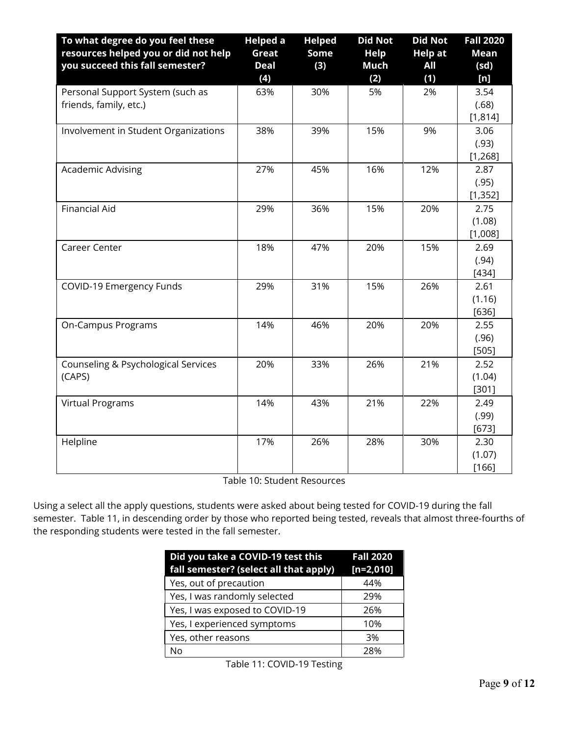| To what degree do you feel these resources helped you or did not help you succeed this fall semester? | Helped a Great Deal (4) | Helped Some (3) | Did Not Help Much (2) | Did Not Help at All (1) | Fall 2020 Mean (sd) [n] |
|---|---|---|---|---|---|
| Personal Support System (such as friends, family, etc.) | 63% | 30% | 5% | 2% | 3.54 (.68) [1,814] |
| Involvement in Student Organizations | 38% | 39% | 15% | 9% | 3.06 (.93) [1,268] |
| Academic Advising | 27% | 45% | 16% | 12% | 2.87 (.95) [1,352] |
| Financial Aid | 29% | 36% | 15% | 20% | 2.75 (1.08) [1,008] |
| Career Center | 18% | 47% | 20% | 15% | 2.69 (.94) [434] |
| COVID-19 Emergency Funds | 29% | 31% | 15% | 26% | 2.61 (1.16) [636] |
| On-Campus Programs | 14% | 46% | 20% | 20% | 2.55 (.96) [505] |
| Counseling & Psychological Services (CAPS) | 20% | 33% | 26% | 21% | 2.52 (1.04) [301] |
| Virtual Programs | 14% | 43% | 21% | 22% | 2.49 (.99) [673] |
| Helpline | 17% | 26% | 28% | 30% | 2.30 (1.07) [166] |

Table 10: Student Resources

Using a select all the apply questions, students were asked about being tested for COVID-19 during the fall semester. Table 11, in descending order by those who reported being tested, reveals that almost three-fourths of the responding students were tested in the fall semester.

| Did you take a COVID-19 test this fall semester? (select all that apply) | Fall 2020 [n=2,010] |
|---|---|
| Yes, out of precaution | 44% |
| Yes, I was randomly selected | 29% |
| Yes, I was exposed to COVID-19 | 26% |
| Yes, I experienced symptoms | 10% |
| Yes, other reasons | 3% |
| No | 28% |

Table 11: COVID-19 Testing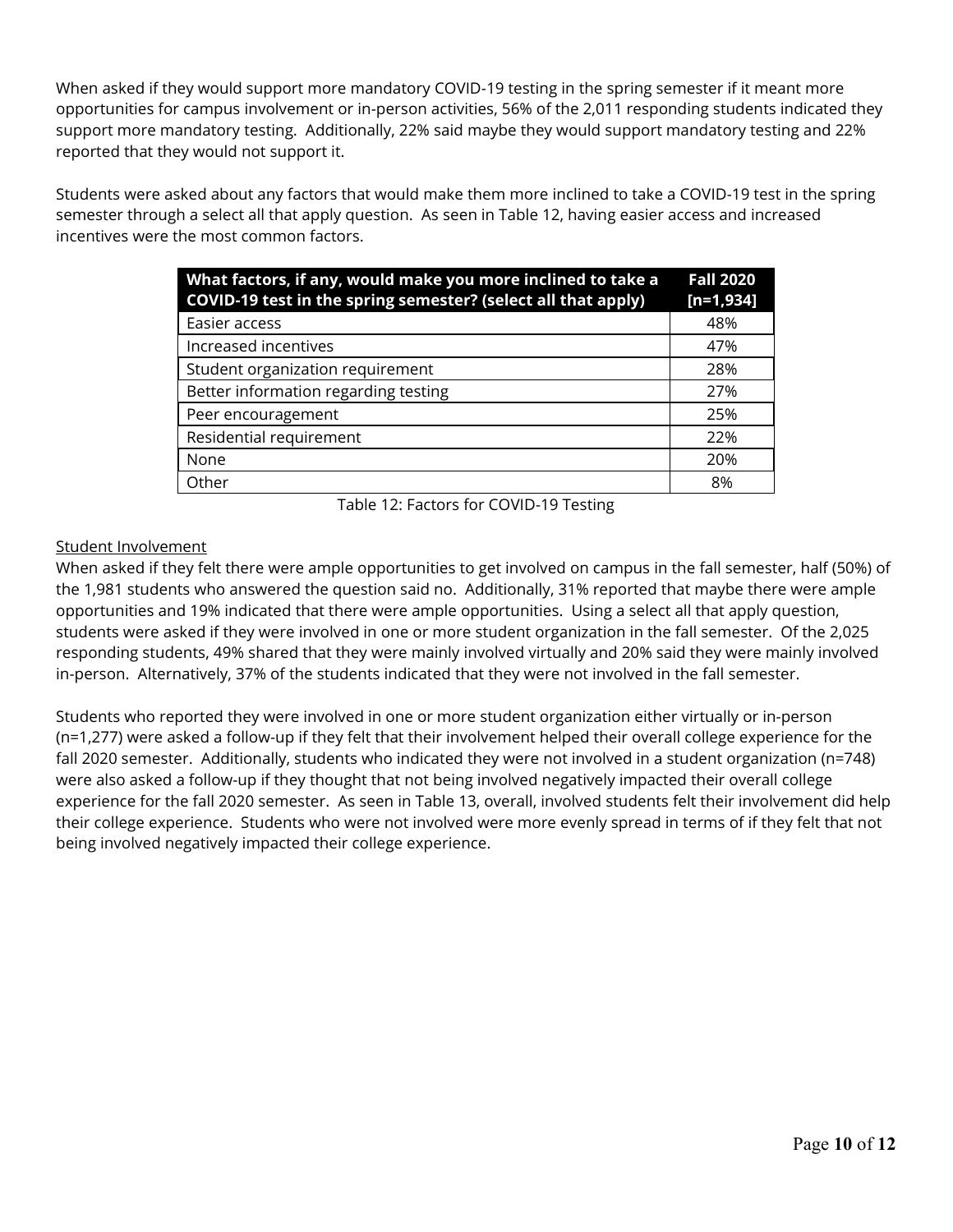When asked if they would support more mandatory COVID-19 testing in the spring semester if it meant more opportunities for campus involvement or in-person activities, 56% of the 2,011 responding students indicated they support more mandatory testing. Additionally, 22% said maybe they would support mandatory testing and 22% reported that they would not support it.

Students were asked about any factors that would make them more inclined to take a COVID-19 test in the spring semester through a select all that apply question. As seen in Table 12, having easier access and increased incentives were the most common factors.

| What factors, if any, would make you more inclined to take a COVID-19 test in the spring semester? (select all that apply) | Fall 2020 [n=1,934] |
|---|---|
| Easier access | 48% |
| Increased incentives | 47% |
| Student organization requirement | 28% |
| Better information regarding testing | 27% |
| Peer encouragement | 25% |
| Residential requirement | 22% |
| None | 20% |
| Other | 8% |

Table 12: Factors for COVID-19 Testing

<u>Student Involvement</u>

When asked if they felt there were ample opportunities to get involved on campus in the fall semester, half (50%) of the 1,981 students who answered the question said no. Additionally, 31% reported that maybe there were ample opportunities and 19% indicated that there were ample opportunities. Using a select all that apply question, students were asked if they were involved in one or more student organization in the fall semester. Of the 2,025 responding students, 49% shared that they were mainly involved virtually and 20% said they were mainly involved in-person. Alternatively, 37% of the students indicated that they were not involved in the fall semester.

Students who reported they were involved in one or more student organization either virtually or in-person (n=1,277) were asked a follow-up if they felt that their involvement helped their overall college experience for the fall 2020 semester. Additionally, students who indicated they were not involved in a student organization (n=748) were also asked a follow-up if they thought that not being involved negatively impacted their overall college experience for the fall 2020 semester. As seen in Table 13, overall, involved students felt their involvement did help their college experience. Students who were not involved were more evenly spread in terms of if they felt that not being involved negatively impacted their college experience.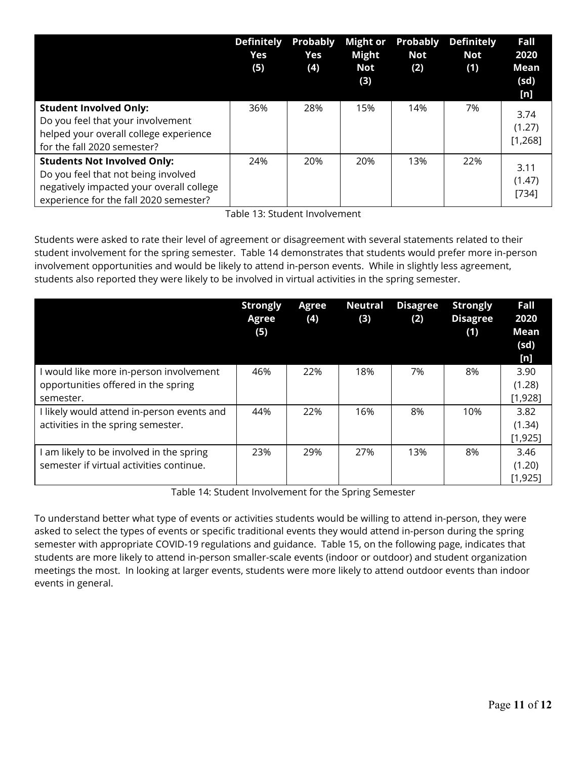| | Definitely Yes (5) | Probably Yes (4) | Might or Might Not (3) | Probably Not (2) | Definitely Not (1) | Fall 2020 Mean (sd) [n] |
|---|---|---|---|---|---|---|
| **Student Involved Only:** Do you feel that your involvement helped your overall college experience for the fall 2020 semester? | 36% | 28% | 15% | 14% | 7% | 3.74 (1.27) [1,268] |
| **Students Not Involved Only:** Do you feel that not being involved negatively impacted your overall college experience for the fall 2020 semester? | 24% | 20% | 20% | 13% | 22% | 3.11 (1.47) [734] |

Table 13: Student Involvement

Students were asked to rate their level of agreement or disagreement with several statements related to their student involvement for the spring semester. Table 14 demonstrates that students would prefer more in-person involvement opportunities and would be likely to attend in-person events. While in slightly less agreement, students also reported they were likely to be involved in virtual activities in the spring semester.

| | Strongly Agree (5) | Agree (4) | Neutral (3) | Disagree (2) | Strongly Disagree (1) | Fall 2020 Mean (sd) [n] |
|---|---|---|---|---|---|---|
| I would like more in-person involvement opportunities offered in the spring semester. | 46% | 22% | 18% | 7% | 8% | 3.90 (1.28) [1,928] |
| I likely would attend in-person events and activities in the spring semester. | 44% | 22% | 16% | 8% | 10% | 3.82 (1.34) [1,925] |
| I am likely to be involved in the spring semester if virtual activities continue. | 23% | 29% | 27% | 13% | 8% | 3.46 (1.20) [1,925] |

Table 14: Student Involvement for the Spring Semester

To understand better what type of events or activities students would be willing to attend in-person, they were asked to select the types of events or specific traditional events they would attend in-person during the spring semester with appropriate COVID-19 regulations and guidance. Table 15, on the following page, indicates that students are more likely to attend in-person smaller-scale events (indoor or outdoor) and student organization meetings the most. In looking at larger events, students were more likely to attend outdoor events than indoor events in general.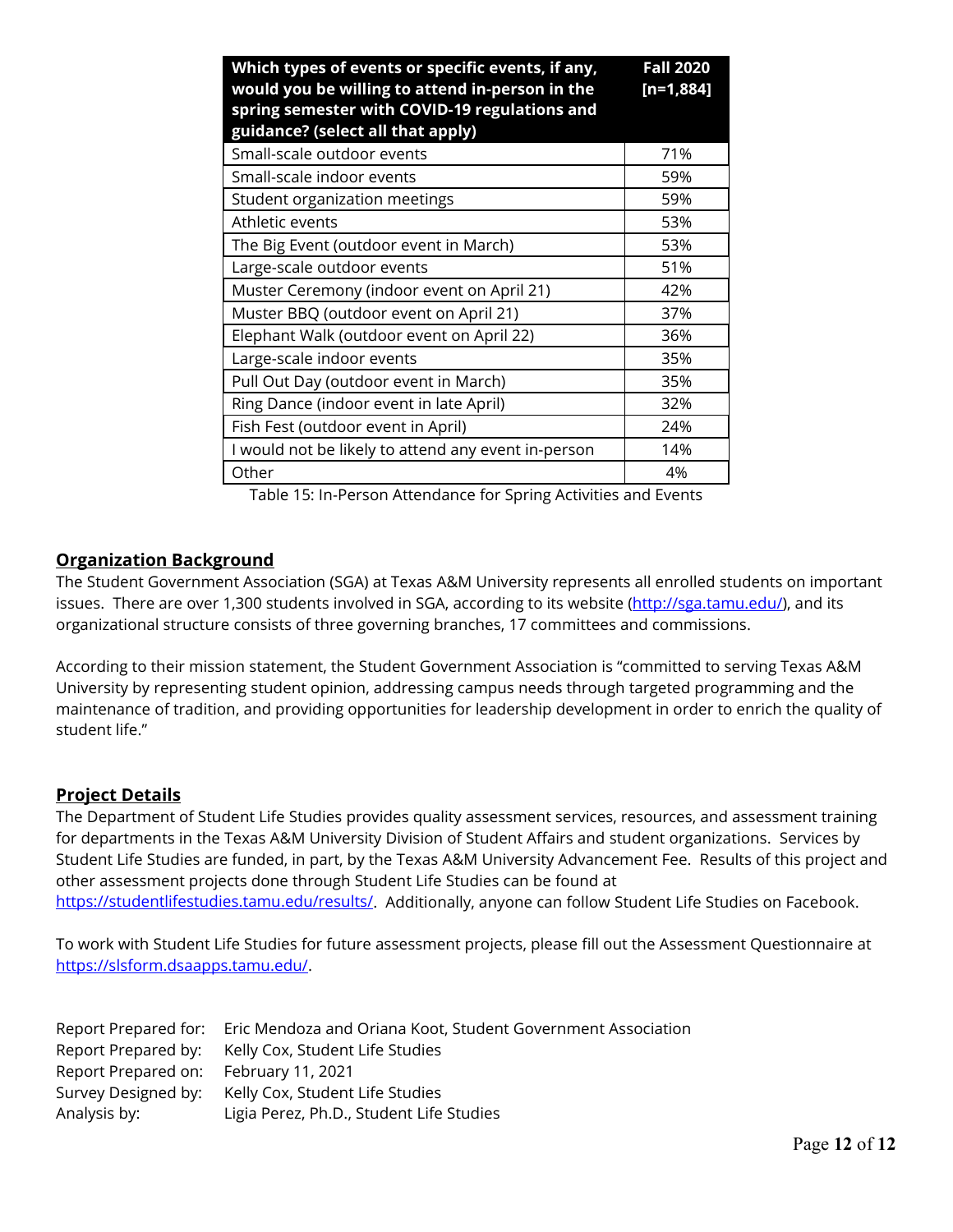| Which types of events or specific events, if any, would you be willing to attend in-person in the spring semester with COVID-19 regulations and guidance? (select all that apply) | Fall 2020 [n=1,884] |
|---|---|
| Small-scale outdoor events | 71% |
| Small-scale indoor events | 59% |
| Student organization meetings | 59% |
| Athletic events | 53% |
| The Big Event (outdoor event in March) | 53% |
| Large-scale outdoor events | 51% |
| Muster Ceremony (indoor event on April 21) | 42% |
| Muster BBQ (outdoor event on April 21) | 37% |
| Elephant Walk (outdoor event on April 22) | 36% |
| Large-scale indoor events | 35% |
| Pull Out Day (outdoor event in March) | 35% |
| Ring Dance (indoor event in late April) | 32% |
| Fish Fest (outdoor event in April) | 24% |
| I would not be likely to attend any event in-person | 14% |
| Other | 4% |

Table 15: In-Person Attendance for Spring Activities and Events

## Organization Background

The Student Government Association (SGA) at Texas A&M University represents all enrolled students on important issues. There are over 1,300 students involved in SGA, according to its website (http://sga.tamu.edu/), and its organizational structure consists of three governing branches, 17 committees and commissions.

According to their mission statement, the Student Government Association is "committed to serving Texas A&M University by representing student opinion, addressing campus needs through targeted programming and the maintenance of tradition, and providing opportunities for leadership development in order to enrich the quality of student life."

## Project Details

The Department of Student Life Studies provides quality assessment services, resources, and assessment training for departments in the Texas A&M University Division of Student Affairs and student organizations. Services by Student Life Studies are funded, in part, by the Texas A&M University Advancement Fee. Results of this project and other assessment projects done through Student Life Studies can be found at https://studentlifestudies.tamu.edu/results/. Additionally, anyone can follow Student Life Studies on Facebook.

To work with Student Life Studies for future assessment projects, please fill out the Assessment Questionnaire at https://slsform.dsaapps.tamu.edu/.

Report Prepared for: Eric Mendoza and Oriana Koot, Student Government Association
Report Prepared by: Kelly Cox, Student Life Studies
Report Prepared on: February 11, 2021
Survey Designed by: Kelly Cox, Student Life Studies
Analysis by: Ligia Perez, Ph.D., Student Life Studies